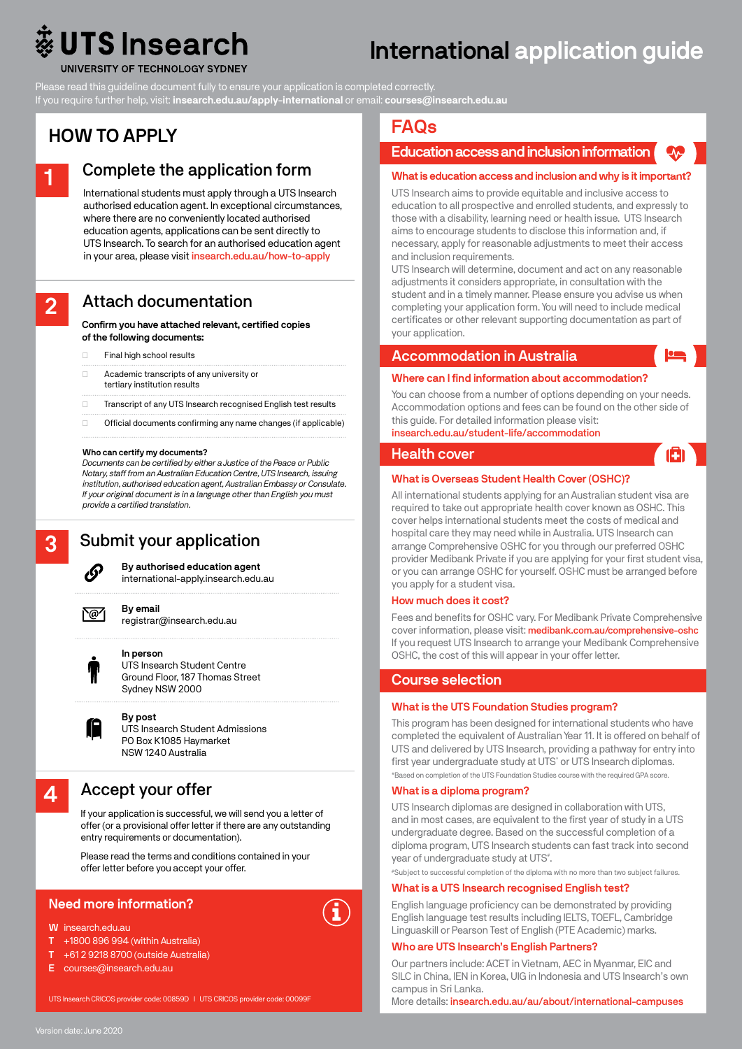UTS Insearch
UNIVERSITY OF TECHNOLOGY SYDNEY

# International application guide

Please read this guideline document fully to ensure your application is completed correctly.
If you require further help, visit: **insearch.edu.au/apply-international** or email: **courses@insearch.edu.au**

## HOW TO APPLY

### 1 Complete the application form

International students must apply through a UTS Insearch authorised education agent. In exceptional circumstances, where there are no conveniently located authorised education agents, applications can be sent directly to UTS Insearch. To search for an authorised education agent in your area, please visit insearch.edu.au/how-to-apply

### 2 Attach documentation

**Confirm you have attached relevant, certified copies of the following documents:**

- ☐ Final high school results
- ☐ Academic transcripts of any university or tertiary institution results
- ☐ Transcript of any UTS Insearch recognised English test results
- ☐ Official documents confirming any name changes (if applicable)

**Who can certify my documents?**
*Documents can be certified by either a Justice of the Peace or Public Notary, staff from an Australian Education Centre, UTS Insearch, issuing institution, authorised education agent, Australian Embassy or Consulate. If your original document is in a language other than English you must provide a certified translation.*

### 3 Submit your application

**By authorised education agent**
international-apply.insearch.edu.au

**By email**
registrar@insearch.edu.au

**In person**
UTS Insearch Student Centre
Ground Floor, 187 Thomas Street
Sydney NSW 2000

**By post**
UTS Insearch Student Admissions
PO Box K1085 Haymarket
NSW 1240 Australia

### 4 Accept your offer

If your application is successful, we will send you a letter of offer (or a provisional offer letter if there are any outstanding entry requirements or documentation).

Please read the terms and conditions contained in your offer letter before you accept your offer.

### Need more information?

- **W** insearch.edu.au
- **T** +1800 896 994 (within Australia)
- **T** +61 2 9218 8700 (outside Australia)
- **E** courses@insearch.edu.au

UTS Insearch CRICOS provider code: 00859D | UTS CRICOS provider code: 00099F

## FAQs

### Education access and inclusion information

**What is education access and inclusion and why is it important?**

UTS Insearch aims to provide equitable and inclusive access to education to all prospective and enrolled students, and expressly to those with a disability, learning need or health issue. UTS Insearch aims to encourage students to disclose this information and, if necessary, apply for reasonable adjustments to meet their access and inclusion requirements.
UTS Insearch will determine, document and act on any reasonable adjustments it considers appropriate, in consultation with the student and in a timely manner. Please ensure you advise us when completing your application form. You will need to include medical certificates or other relevant supporting documentation as part of your application.

### Accommodation in Australia

**Where can I find information about accommodation?**

You can choose from a number of options depending on your needs. Accommodation options and fees can be found on the other side of this guide. For detailed information please visit:
insearch.edu.au/student-life/accommodation

### Health cover

**What is Overseas Student Health Cover (OSHC)?**

All international students applying for an Australian student visa are required to take out appropriate health cover known as OSHC. This cover helps international students meet the costs of medical and hospital care they may need while in Australia. UTS Insearch can arrange Comprehensive OSHC for you through our preferred OSHC provider Medibank Private if you are applying for your first student visa, or you can arrange OSHC for yourself. OSHC must be arranged before you apply for a student visa.

**How much does it cost?**

Fees and benefits for OSHC vary. For Medibank Private Comprehensive cover information, please visit: medibank.com.au/comprehensive-oshc
If you request UTS Insearch to arrange your Medibank Comprehensive OSHC, the cost of this will appear in your offer letter.

### Course selection

**What is the UTS Foundation Studies program?**

This program has been designed for international students who have completed the equivalent of Australian Year 11. It is offered on behalf of UTS and delivered by UTS Insearch, providing a pathway for entry into first year undergraduate study at UTS* or UTS Insearch diplomas.
*Based on completion of the UTS Foundation Studies course with the required GPA score.

**What is a diploma program?**

UTS Insearch diplomas are designed in collaboration with UTS, and in most cases, are equivalent to the first year of study in a UTS undergraduate degree. Based on the successful completion of a diploma program, UTS Insearch students can fast track into second year of undergraduate study at UTS#.
#Subject to successful completion of the diploma with no more than two subject failures.

**What is a UTS Insearch recognised English test?**

English language proficiency can be demonstrated by providing English language test results including IELTS, TOEFL, Cambridge Linguaskill or Pearson Test of English (PTE Academic) marks.

**Who are UTS Insearch's English Partners?**

Our partners include: ACET in Vietnam, AEC in Myanmar, EIC and SILC in China, IEN in Korea, UIG in Indonesia and UTS Insearch's own campus in Sri Lanka.
More details: insearch.edu.au/au/about/international-campuses

Version date: June 2020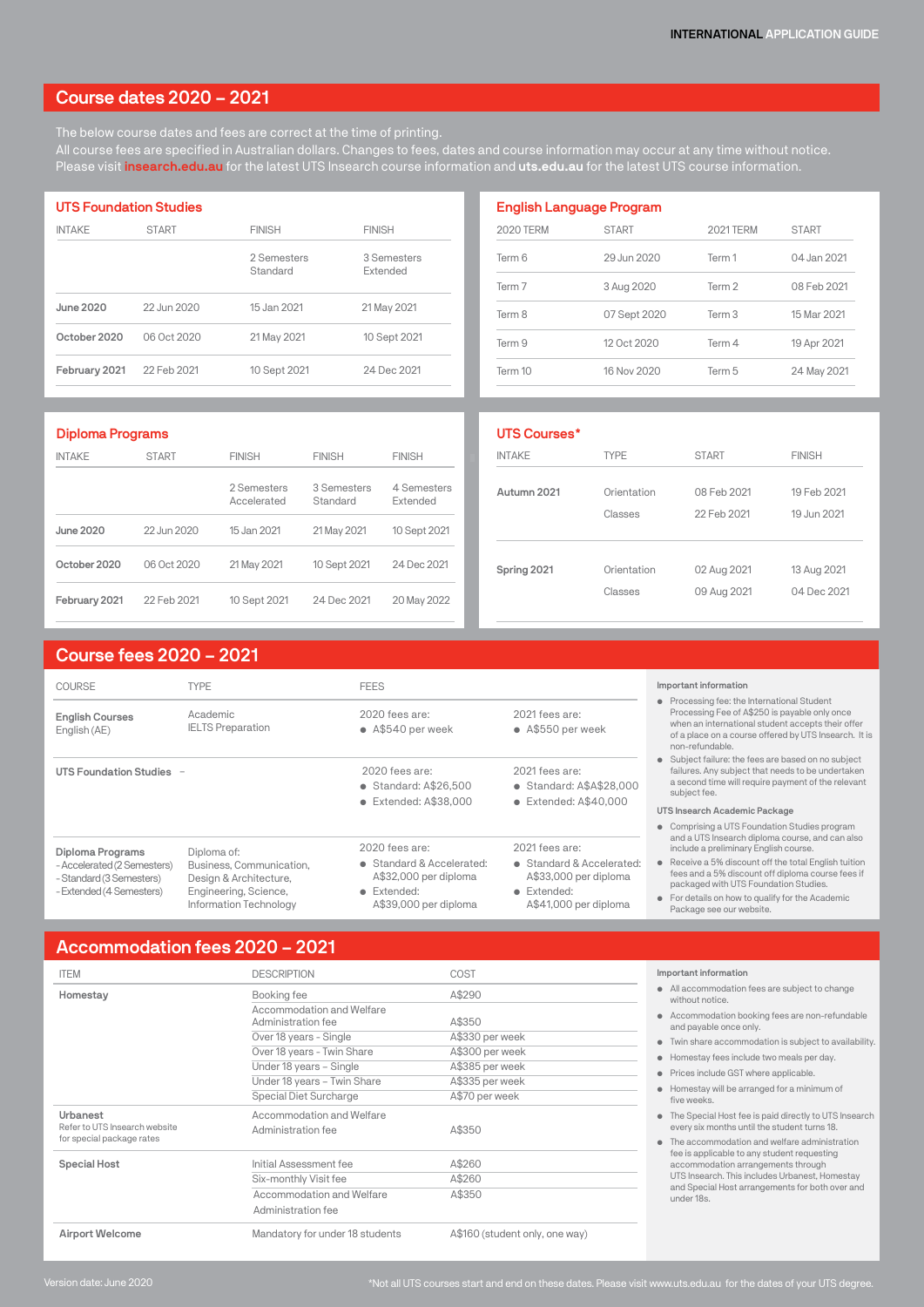## Course dates 2020 – 2021

The below course dates and fees are correct at the time of printing.
All course fees are specified in Australian dollars. Changes to fees, dates and course information may occur at any time without notice.
Please visit **insearch.edu.au** for the latest UTS Insearch course information and **uts.edu.au** for the latest UTS course information.

### UTS Foundation Studies

| INTAKE | START | FINISH | FINISH |
|---|---|---|---|
| | | 2 Semesters Standard | 3 Semesters Extended |
| **June 2020** | 22 Jun 2020 | 15 Jan 2021 | 21 May 2021 |
| **October 2020** | 06 Oct 2020 | 21 May 2021 | 10 Sept 2021 |
| **February 2021** | 22 Feb 2021 | 10 Sept 2021 | 24 Dec 2021 |

### English Language Program

| 2020 TERM | START | 2021 TERM | START |
|---|---|---|---|
| Term 6 | 29 Jun 2020 | Term 1 | 04 Jan 2021 |
| Term 7 | 3 Aug 2020 | Term 2 | 08 Feb 2021 |
| Term 8 | 07 Sept 2020 | Term 3 | 15 Mar 2021 |
| Term 9 | 12 Oct 2020 | Term 4 | 19 Apr 2021 |
| Term 10 | 16 Nov 2020 | Term 5 | 24 May 2021 |

### Diploma Programs

| INTAKE | START | FINISH | FINISH | FINISH |
|---|---|---|---|---|
| | | 2 Semesters Accelerated | 3 Semesters Standard | 4 Semesters Extended |
| **June 2020** | 22 Jun 2020 | 15 Jan 2021 | 21 May 2021 | 10 Sept 2021 |
| **October 2020** | 06 Oct 2020 | 21 May 2021 | 10 Sept 2021 | 24 Dec 2021 |
| **February 2021** | 22 Feb 2021 | 10 Sept 2021 | 24 Dec 2021 | 20 May 2022 |

### UTS Courses*

| INTAKE | TYPE | START | FINISH |
|---|---|---|---|
| **Autumn 2021** | Orientation | 08 Feb 2021 | 19 Feb 2021 |
| | Classes | 22 Feb 2021 | 19 Jun 2021 |
| **Spring 2021** | Orientation | 02 Aug 2021 | 13 Aug 2021 |
| | Classes | 09 Aug 2021 | 04 Dec 2021 |

## Course fees 2020 – 2021

| COURSE | TYPE | FEES | |
|---|---|---|---|
| **English Courses** English (AE) | Academic IELTS Preparation | 2020 fees are: • A$540 per week | 2021 fees are: • A$550 per week |
| **UTS Foundation Studies** | – | 2020 fees are: • Standard: A$26,500 • Extended: A$38,000 | 2021 fees are: • Standard: A$A$28,000 • Extended: A$40,000 |
| **Diploma Programs** - Accelerated (2 Semesters) - Standard (3 Semesters) - Extended (4 Semesters) | Diploma of: Business, Communication, Design & Architecture, Engineering, Science, Information Technology | 2020 fees are: • Standard & Accelerated: A$32,000 per diploma • Extended: A$39,000 per diploma | 2021 fees are: • Standard & Accelerated: A$33,000 per diploma • Extended: A$41,000 per diploma |

**Important information**

- Processing fee: the International Student Processing Fee of A$250 is payable only once when an international student accepts their offer of a place on a course offered by UTS Insearch. It is non-refundable.
- Subject failure: the fees are based on no subject failures. Any subject that needs to be undertaken a second time will require payment of the relevant subject fee.

**UTS Insearch Academic Package**

- Comprising a UTS Foundation Studies program and a UTS Insearch diploma course, and can also include a preliminary English course.
- Receive a 5% discount off the total English tuition fees and a 5% discount off diploma course fees if packaged with UTS Foundation Studies.
- For details on how to qualify for the Academic Package see our website.

## Accommodation fees 2020 – 2021

| ITEM | DESCRIPTION | COST |
|---|---|---|
| **Homestay** | Booking fee | A$290 |
| | Accommodation and Welfare Administration fee | A$350 |
| | Over 18 years - Single | A$330 per week |
| | Over 18 years - Twin Share | A$300 per week |
| | Under 18 years – Single | A$385 per week |
| | Under 18 years – Twin Share | A$335 per week |
| | Special Diet Surcharge | A$70 per week |
| **Urbanest** Refer to UTS Insearch website for special package rates | Accommodation and Welfare Administration fee | A$350 |
| **Special Host** | Initial Assessment fee | A$260 |
| | Six-monthly Visit fee | A$260 |
| | Accommodation and Welfare Administration fee | A$350 |
| **Airport Welcome** | Mandatory for under 18 students | A$160 (student only, one way) |

**Important information**

- All accommodation fees are subject to change without notice.
- Accommodation booking fees are non-refundable and payable once only.
- Twin share accommodation is subject to availability.
- Homestay fees include two meals per day.
- Prices include GST where applicable.
- Homestay will be arranged for a minimum of five weeks.
- The Special Host fee is paid directly to UTS Insearch every six months until the student turns 18.
- The accommodation and welfare administration fee is applicable to any student requesting accommodation arrangements through UTS Insearch. This includes Urbanest, Homestay and Special Host arrangements for both over and under 18s.

Version date: June 2020

*Not all UTS courses start and end on these dates. Please visit www.uts.edu.au for the dates of your UTS degree.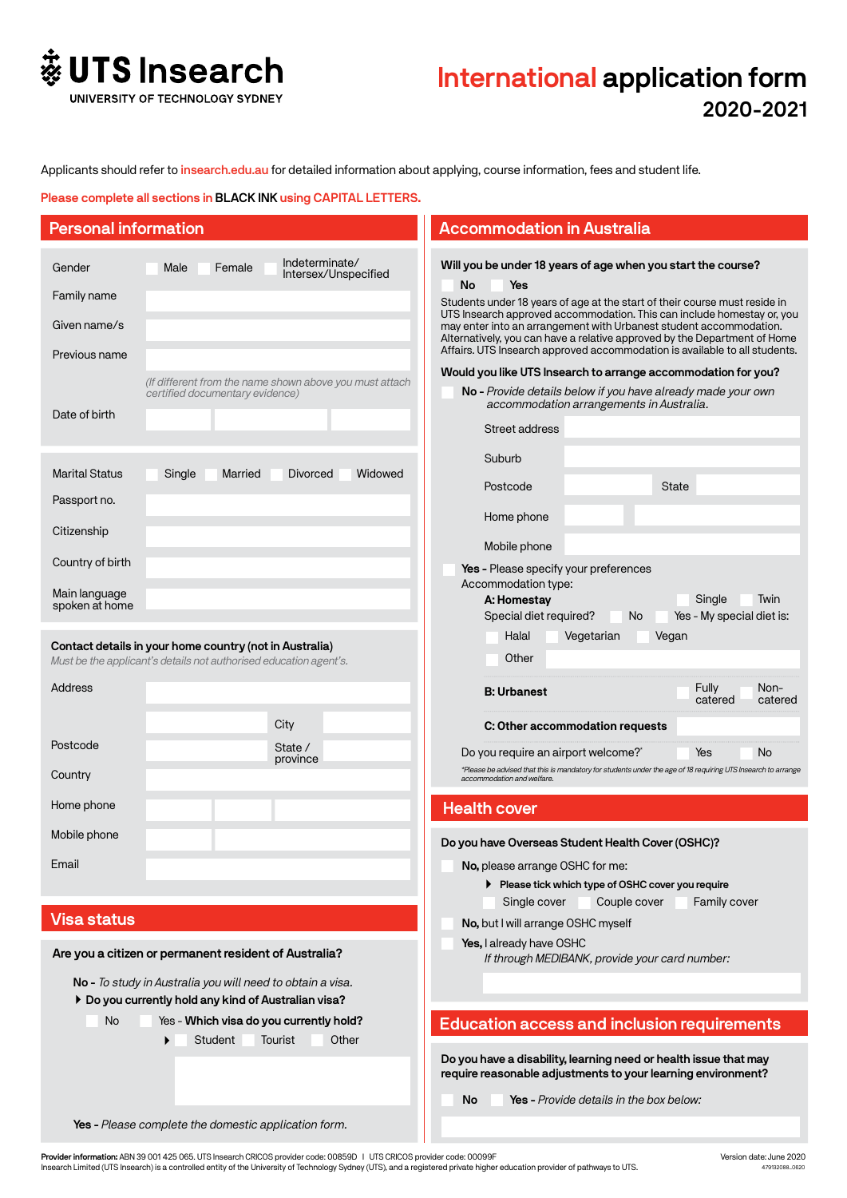# UTS Insearch

UNIVERSITY OF TECHNOLOGY SYDNEY

# International application form

## 2020-2021

Applicants should refer to insearch.edu.au for detailed information about applying, course information, fees and student life.

**Please complete all sections in BLACK INK using CAPITAL LETTERS.**

## Personal information

Gender ☐ Male ☐ Female ☐ Indeterminate/ Intersex/Unspecified

Family name

Given name/s

Previous name

*(If different from the name shown above you must attach certified documentary evidence)*

Date of birth

Marital Status ☐ Single ☐ Married ☐ Divorced ☐ Widowed

Passport no.

Citizenship

Country of birth

Main language spoken at home

**Contact details in your home country (not in Australia)**

*Must be the applicant's details not authorised education agent's.*

Address

City

Postcode

State / province

Country

Home phone

Mobile phone

Email

## Visa status

**Are you a citizen or permanent resident of Australia?**

**No -** *To study in Australia you will need to obtain a visa.*

▶ **Do you currently hold any kind of Australian visa?**

☐ No ☐ Yes - **Which visa do you currently hold?**

▶ ☐ Student ☐ Tourist ☐ Other

**Yes -** *Please complete the domestic application form.*

## Accommodation in Australia

**Will you be under 18 years of age when you start the course?**

☐ **No** ☐ **Yes**

Students under 18 years of age at the start of their course must reside in UTS Insearch approved accommodation. This can include homestay or, you may enter into an arrangement with Urbanest student accommodation. Alternatively, you can have a relative approved by the Department of Home Affairs. UTS Insearch approved accommodation is available to all students.

**Would you like UTS Insearch to arrange accommodation for you?**

☐ **No -** *Provide details below if you have already made your own accommodation arrangements in Australia.*

Street address

Suburb

Postcode

State

Home phone

Mobile phone

☐ **Yes -** Please specify your preferences

Accommodation type:

**A: Homestay** ☐ Single ☐ Twin

Special diet required? ☐ No ☐ Yes - My special diet is:

☐ Halal ☐ Vegetarian ☐ Vegan

☐ Other

**B: Urbanest** ☐ Fully catered ☐ Non-catered

**C: Other accommodation requests**

Do you require an airport welcome?* ☐ Yes ☐ No

*Please be advised that this is mandatory for students under the age of 18 requiring UTS Insearch to arrange accommodation and welfare.

## Health cover

**Do you have Overseas Student Health Cover (OSHC)?**

☐ **No,** please arrange OSHC for me:

▶ **Please tick which type of OSHC cover you require**

☐ Single cover ☐ Couple cover ☐ Family cover

☐ **No,** but I will arrange OSHC myself

☐ **Yes,** I already have OSHC

*If through MEDIBANK, provide your card number:*

## Education access and inclusion requirements

**Do you have a disability, learning need or health issue that may require reasonable adjustments to your learning environment?**

☐ **No** ☐ **Yes -** *Provide details in the box below:*

**Provider information:** ABN 39 001 425 065. UTS Insearch CRICOS provider code: 00859D | UTS CRICOS provider code: 00099F
Insearch Limited (UTS Insearch) is a controlled entity of the University of Technology Sydney (UTS), and a registered private higher education provider of pathways to UTS.

Version date: June 2020
479132088_0620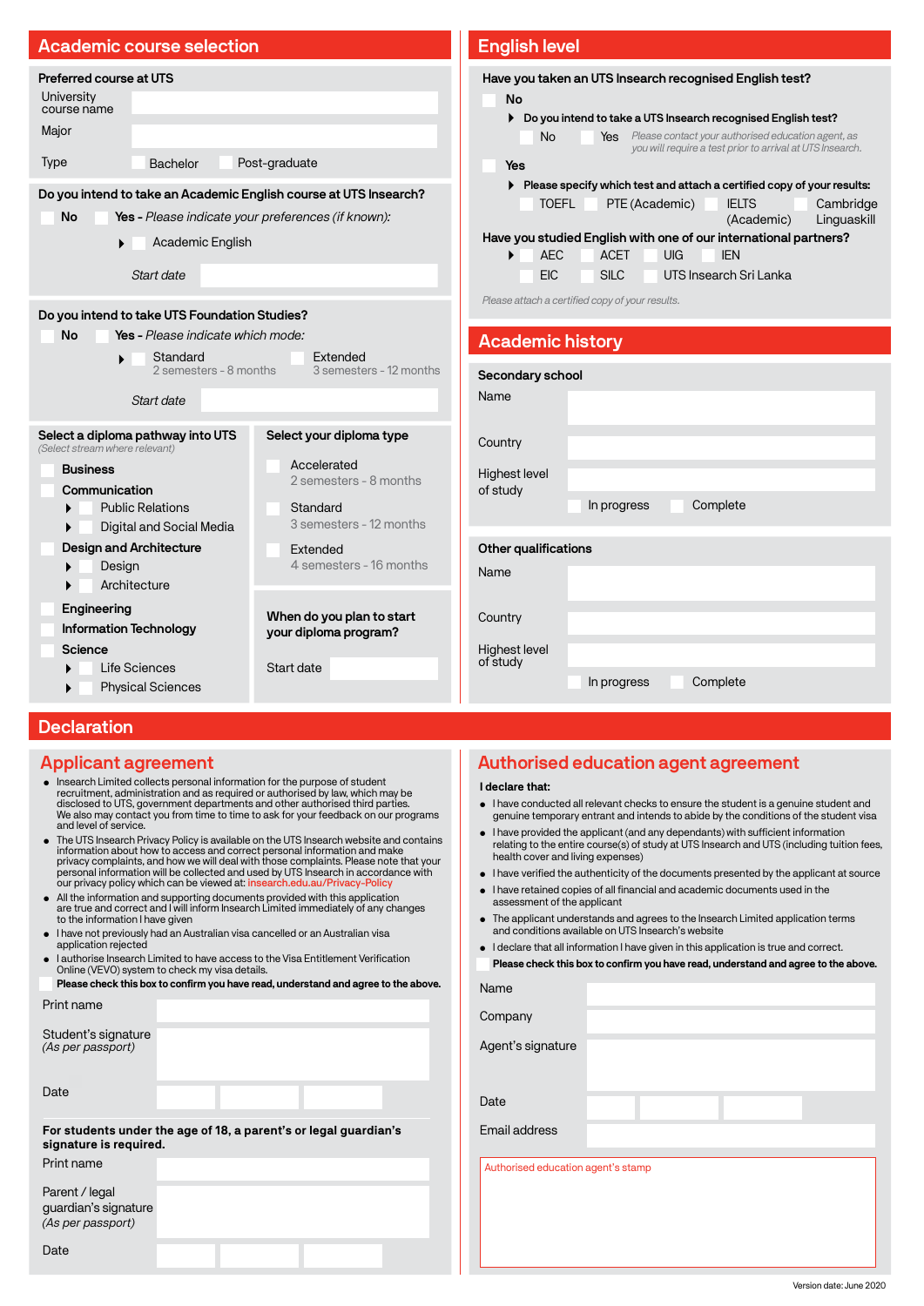## Academic course selection

**Preferred course at UTS**

University course name

Major

Type ☐ Bachelor ☐ Post-graduate

**Do you intend to take an Academic English course at UTS Insearch?**

☐ **No** ☐ **Yes** - *Please indicate your preferences (if known):*

▸ ☐ Academic English

*Start date*

**Do you intend to take UTS Foundation Studies?**

☐ **No** ☐ **Yes** - *Please indicate which mode:*

▸ ☐ Standard 2 semesters - 8 months ☐ Extended 3 semesters - 12 months

*Start date*

**Select a diploma pathway into UTS**
*(Select stream where relevant)*

- ☐ **Business**
- ☐ **Communication**
  - ▸ ☐ Public Relations
  - ▸ ☐ Digital and Social Media
- ☐ **Design and Architecture**
  - ▸ ☐ Design
  - ▸ ☐ Architecture
- ☐ **Engineering**
- ☐ **Information Technology**
- ☐ **Science**
  - ▸ ☐ Life Sciences
  - ▸ ☐ Physical Sciences

**Select your diploma type**

- ☐ Accelerated 2 semesters - 8 months
- ☐ Standard 3 semesters - 12 months
- ☐ Extended 4 semesters - 16 months

**When do you plan to start your diploma program?**

Start date

## English level

**Have you taken an UTS Insearch recognised English test?**

☐ **No**

▸ **Do you intend to take a UTS Insearch recognised English test?**

☐ No ☐ Yes *Please contact your authorised education agent, as you will require a test prior to arrival at UTS Insearch.*

☐ **Yes**

▸ **Please specify which test and attach a certified copy of your results:**

☐ TOEFL ☐ PTE (Academic) ☐ IELTS (Academic) ☐ Cambridge Linguaskill

**Have you studied English with one of our international partners?**

▸ ☐ AEC ☐ ACET ☐ UIG ☐ IEN

☐ EIC ☐ SILC ☐ UTS Insearch Sri Lanka

*Please attach a certified copy of your results.*

## Academic history

**Secondary school**

Name

Country

Highest level of study

☐ In progress ☐ Complete

**Other qualifications**

Name

Country

Highest level of study

☐ In progress ☐ Complete

## Declaration

### Applicant agreement

- Insearch Limited collects personal information for the purpose of student recruitment, administration and as required or authorised by law, which may be disclosed to UTS, government departments and other authorised third parties. We also may contact you from time to time to ask for your feedback on our programs and level of service.
- The UTS Insearch Privacy Policy is available on the UTS Insearch website and contains information about how to access and correct personal information and make privacy complaints, and how we will deal with those complaints. Please note that your personal information will be collected and used by UTS Insearch in accordance with our privacy policy which can be viewed at: insearch.edu.au/Privacy-Policy
- All the information and supporting documents provided with this application are true and correct and I will inform Insearch Limited immediately of any changes to the information I have given
- I have not previously had an Australian visa cancelled or an Australian visa application rejected
- I authorise Insearch Limited to have access to the Visa Entitlement Verification Online (VEVO) system to check my visa details.

☐ **Please check this box to confirm you have read, understand and agree to the above.**

Print name

Student's signature *(As per passport)*

Date

**For students under the age of 18, a parent's or legal guardian's signature is required.**

Print name

Parent / legal guardian's signature *(As per passport)*

Date

### Authorised education agent agreement

**I declare that:**

- I have conducted all relevant checks to ensure the student is a genuine student and genuine temporary entrant and intends to abide by the conditions of the student visa
- I have provided the applicant (and any dependants) with sufficient information relating to the entire course(s) of study at UTS Insearch and UTS (including tuition fees, health cover and living expenses)
- I have verified the authenticity of the documents presented by the applicant at source
- I have retained copies of all financial and academic documents used in the assessment of the applicant
- The applicant understands and agrees to the Insearch Limited application terms and conditions available on UTS Insearch's website
- I declare that all information I have given in this application is true and correct.

☐ **Please check this box to confirm you have read, understand and agree to the above.**

Name

Company

Agent's signature

Date

Email address

Authorised education agent's stamp

Version date: June 2020